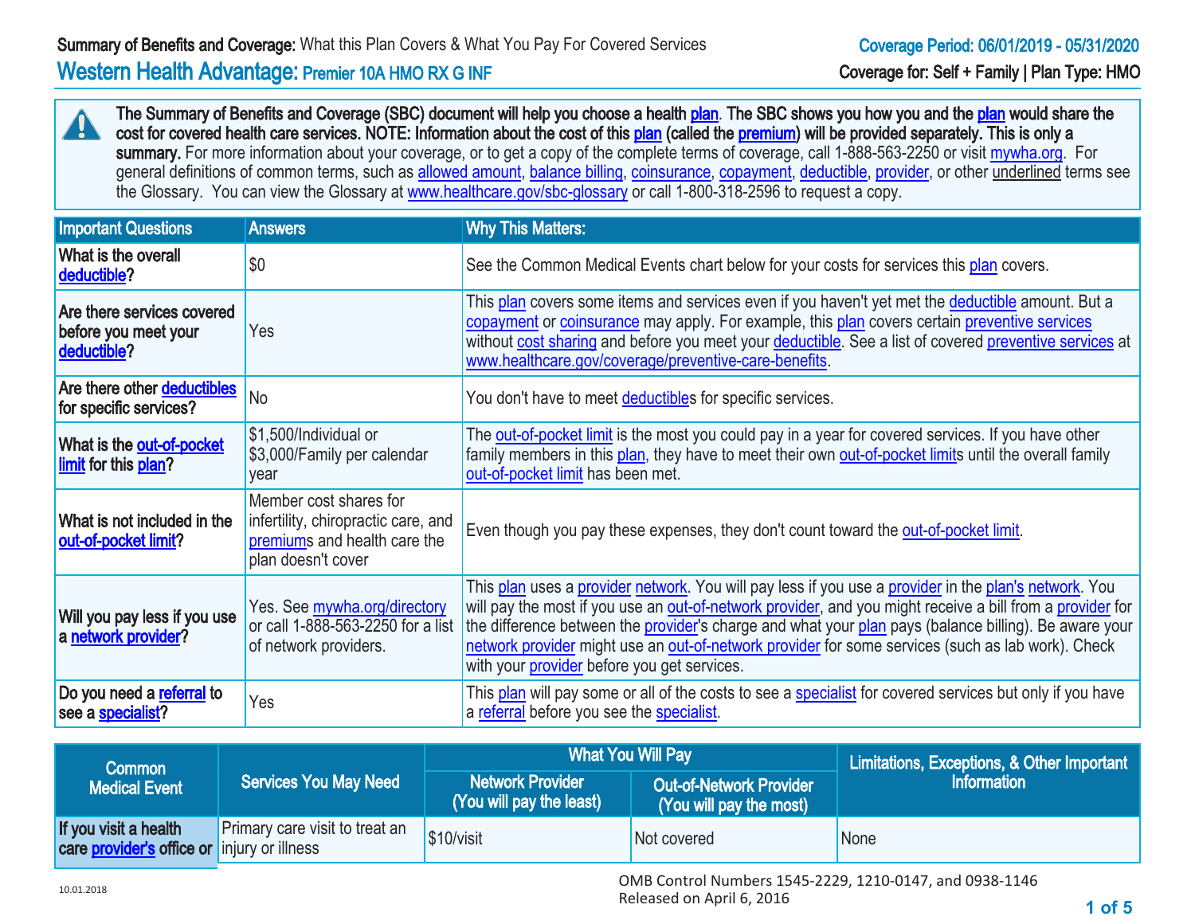**Summary of Benefits and Coverage:** What this Plan Covers & What You Pay For Covered Services

**Coverage Period: 06/01/2019 - 05/31/2020**

# Western Health Advantage: Premier 10A HMO RX G INF

**Coverage for: Self + Family | Plan Type: HMO**

**The Summary of Benefits and Coverage (SBC) document will help you choose a health plan. The SBC shows you how you and the plan would share the cost for covered health care services. NOTE: Information about the cost of this plan (called the premium) will be provided separately. This is only a summary.** For more information about your coverage, or to get a copy of the complete terms of coverage, call 1-888-563-2250 or visit mywha.org. For general definitions of common terms, such as allowed amount, balance billing, coinsurance, copayment, deductible, provider, or other underlined terms see the Glossary. You can view the Glossary at www.healthcare.gov/sbc-glossary or call 1-800-318-2596 to request a copy.

| Important Questions | Answers | Why This Matters: |
|---|---|---|
| What is the overall deductible? | $0 | See the Common Medical Events chart below for your costs for services this plan covers. |
| Are there services covered before you meet your deductible? | Yes | This plan covers some items and services even if you haven't yet met the deductible amount. But a copayment or coinsurance may apply. For example, this plan covers certain preventive services without cost sharing and before you meet your deductible. See a list of covered preventive services at www.healthcare.gov/coverage/preventive-care-benefits. |
| Are there other deductibles for specific services? | No | You don't have to meet deductibles for specific services. |
| What is the out-of-pocket limit for this plan? | $1,500/Individual or $3,000/Family per calendar year | The out-of-pocket limit is the most you could pay in a year for covered services. If you have other family members in this plan, they have to meet their own out-of-pocket limits until the overall family out-of-pocket limit has been met. |
| What is not included in the out-of-pocket limit? | Member cost shares for infertility, chiropractic care, and premiums and health care the plan doesn't cover | Even though you pay these expenses, they don't count toward the out-of-pocket limit. |
| Will you pay less if you use a network provider? | Yes. See mywha.org/directory or call 1-888-563-2250 for a list of network providers. | This plan uses a provider network. You will pay less if you use a provider in the plan's network. You will pay the most if you use an out-of-network provider, and you might receive a bill from a provider for the difference between the provider's charge and what your plan pays (balance billing). Be aware your network provider might use an out-of-network provider for some services (such as lab work). Check with your provider before you get services. |
| Do you need a referral to see a specialist? | Yes | This plan will pay some or all of the costs to see a specialist for covered services but only if you have a referral before you see the specialist. |

| Common Medical Event | Services You May Need | What You Will Pay | | Limitations, Exceptions, & Other Important Information |
|---|---|---|---|---|
| | | Network Provider (You will pay the least) | Out-of-Network Provider (You will pay the most) | |
| If you visit a health care provider's office or | Primary care visit to treat an injury or illness | $10/visit | Not covered | None |

10.01.2018

OMB Control Numbers 1545-2229, 1210-0147, and 0938-1146
Released on April 6, 2016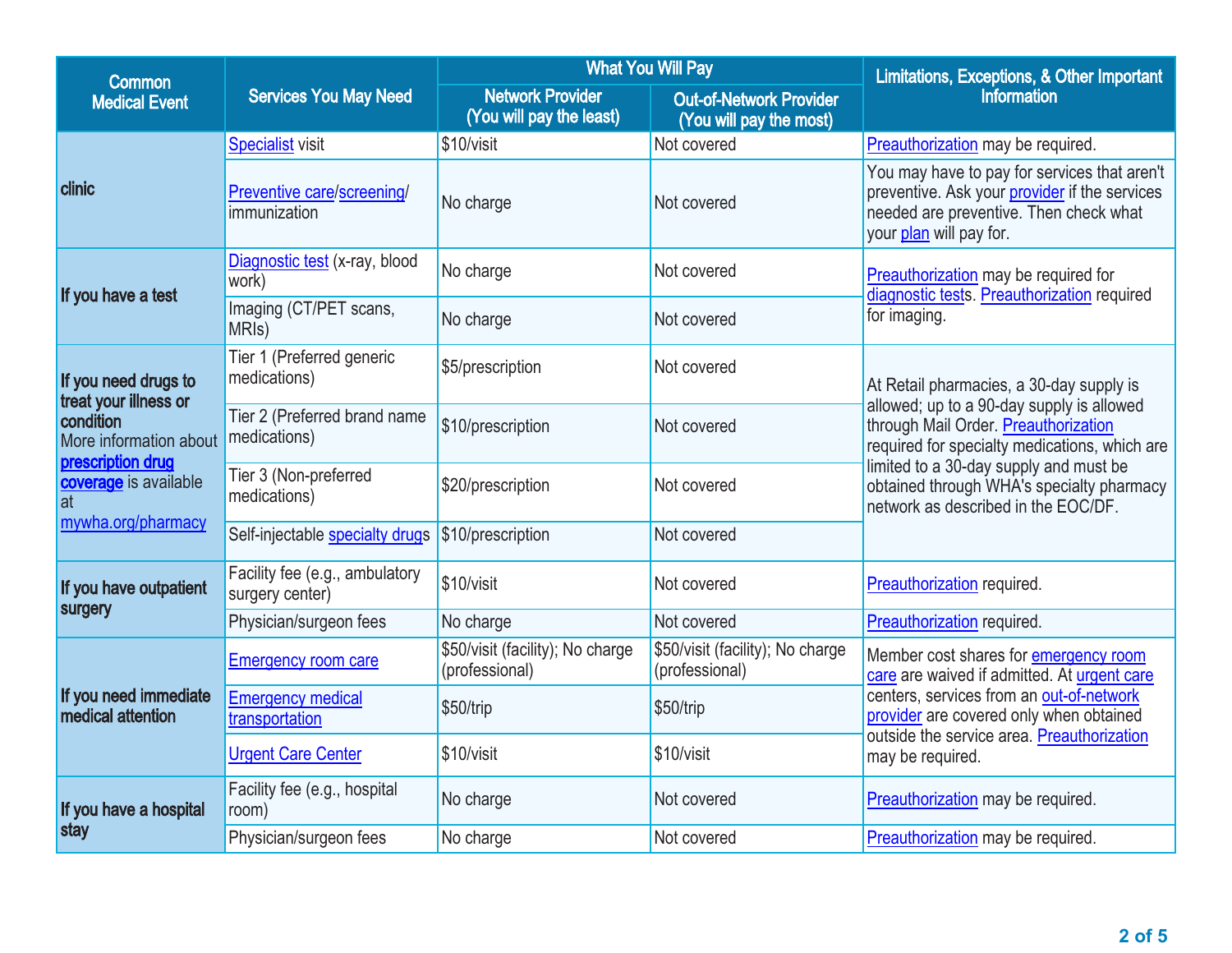| Common Medical Event | Services You May Need | What You Will Pay | | Limitations, Exceptions, & Other Important Information |
|---|---|---|---|---|
| | | Network Provider (You will pay the least) | Out-of-Network Provider (You will pay the most) | |
| clinic | Specialist visit | $10/visit | Not covered | Preauthorization may be required. |
| | Preventive care/screening/ immunization | No charge | Not covered | You may have to pay for services that aren't preventive. Ask your provider if the services needed are preventive. Then check what your plan will pay for. |
| If you have a test | Diagnostic test (x-ray, blood work) | No charge | Not covered | Preauthorization may be required for diagnostic tests. Preauthorization required for imaging. |
| | Imaging (CT/PET scans, MRIs) | No charge | Not covered | |
| If you need drugs to treat your illness or condition More information about prescription drug coverage is available at mywha.org/pharmacy | Tier 1 (Preferred generic medications) | $5/prescription | Not covered | At Retail pharmacies, a 30-day supply is allowed; up to a 90-day supply is allowed through Mail Order. Preauthorization required for specialty medications, which are limited to a 30-day supply and must be obtained through WHA's specialty pharmacy network as described in the EOC/DF. |
| | Tier 2 (Preferred brand name medications) | $10/prescription | Not covered | |
| | Tier 3 (Non-preferred medications) | $20/prescription | Not covered | |
| | Self-injectable specialty drugs | $10/prescription | Not covered | |
| If you have outpatient surgery | Facility fee (e.g., ambulatory surgery center) | $10/visit | Not covered | Preauthorization required. |
| | Physician/surgeon fees | No charge | Not covered | Preauthorization required. |
| If you need immediate medical attention | Emergency room care | $50/visit (facility); No charge (professional) | $50/visit (facility); No charge (professional) | Member cost shares for emergency room care are waived if admitted. At urgent care centers, services from an out-of-network provider are covered only when obtained outside the service area. Preauthorization may be required. |
| | Emergency medical transportation | $50/trip | $50/trip | |
| | Urgent Care Center | $10/visit | $10/visit | |
| If you have a hospital stay | Facility fee (e.g., hospital room) | No charge | Not covered | Preauthorization may be required. |
| | Physician/surgeon fees | No charge | Not covered | Preauthorization may be required. |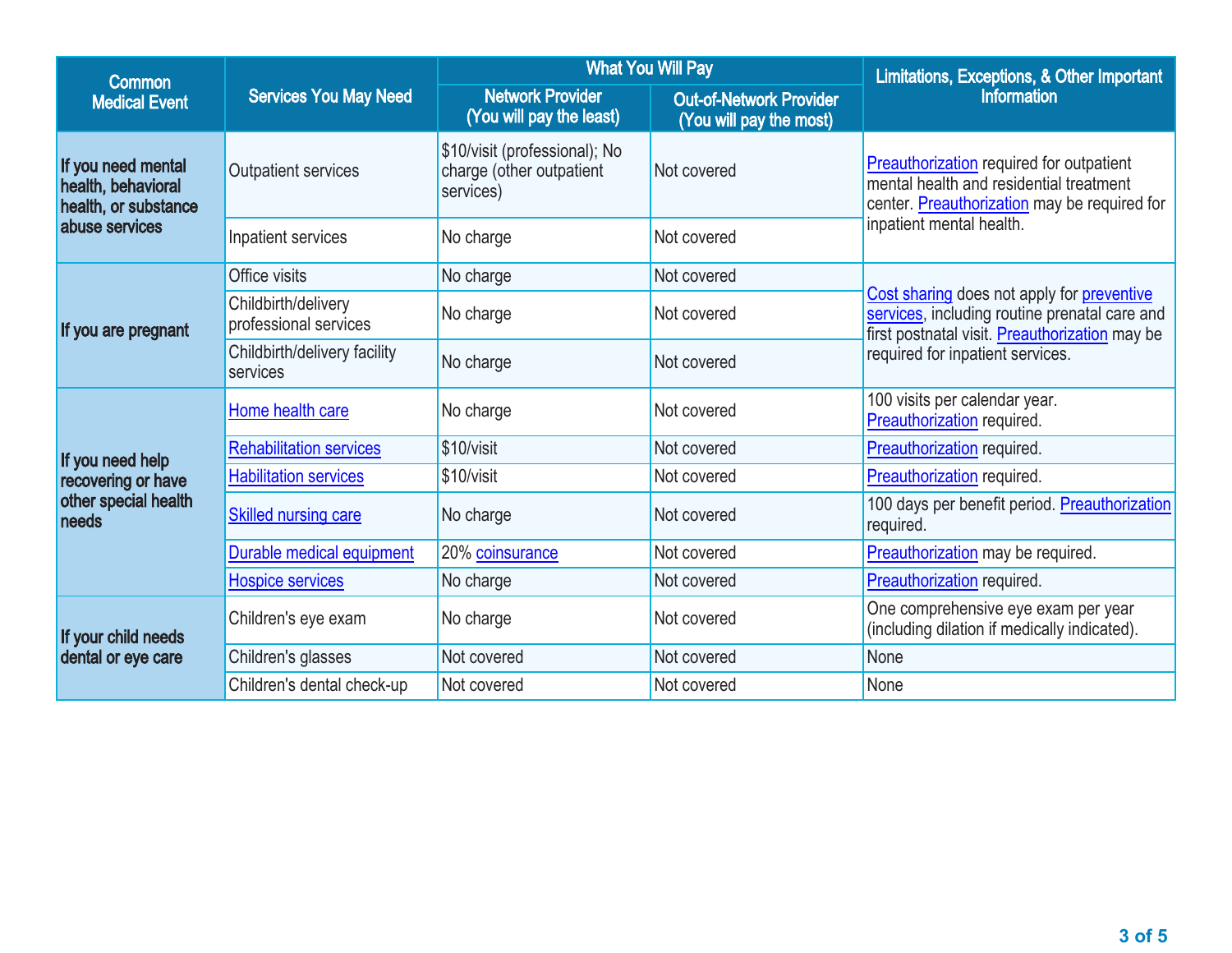| Common Medical Event | Services You May Need | What You Will Pay | | Limitations, Exceptions, & Other Important Information |
|---|---|---|---|---|
| | | Network Provider (You will pay the least) | Out-of-Network Provider (You will pay the most) | |
| If you need mental health, behavioral health, or substance abuse services | Outpatient services | $10/visit (professional); No charge (other outpatient services) | Not covered | Preauthorization required for outpatient mental health and residential treatment center. Preauthorization may be required for inpatient mental health. |
| | Inpatient services | No charge | Not covered | |
| If you are pregnant | Office visits | No charge | Not covered | Cost sharing does not apply for preventive services, including routine prenatal care and first postnatal visit. Preauthorization may be required for inpatient services. |
| | Childbirth/delivery professional services | No charge | Not covered | |
| | Childbirth/delivery facility services | No charge | Not covered | |
| If you need help recovering or have other special health needs | Home health care | No charge | Not covered | 100 visits per calendar year. Preauthorization required. |
| | Rehabilitation services | $10/visit | Not covered | Preauthorization required. |
| | Habilitation services | $10/visit | Not covered | Preauthorization required. |
| | Skilled nursing care | No charge | Not covered | 100 days per benefit period. Preauthorization required. |
| | Durable medical equipment | 20% coinsurance | Not covered | Preauthorization may be required. |
| | Hospice services | No charge | Not covered | Preauthorization required. |
| If your child needs dental or eye care | Children's eye exam | No charge | Not covered | One comprehensive eye exam per year (including dilation if medically indicated). |
| | Children's glasses | Not covered | Not covered | None |
| | Children's dental check-up | Not covered | Not covered | None |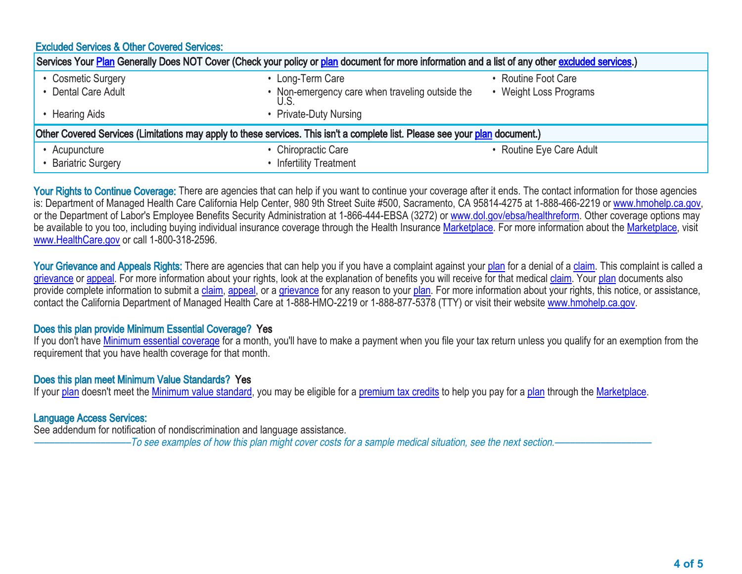## Excluded Services & Other Covered Services:

| Services Your Plan Generally Does NOT Cover (Check your policy or plan document for more information and a list of any other excluded services.) | | |
|---|---|---|
| • Cosmetic Surgery | • Long-Term Care | • Routine Foot Care |
| • Dental Care Adult | • Non-emergency care when traveling outside the U.S. | • Weight Loss Programs |
| • Hearing Aids | • Private-Duty Nursing | |

| Other Covered Services (Limitations may apply to these services. This isn't a complete list. Please see your plan document.) | | |
|---|---|---|
| • Acupuncture | • Chiropractic Care | • Routine Eye Care Adult |
| • Bariatric Surgery | • Infertility Treatment | |

**Your Rights to Continue Coverage:** There are agencies that can help if you want to continue your coverage after it ends. The contact information for those agencies is: Department of Managed Health Care California Help Center, 980 9th Street Suite #500, Sacramento, CA 95814-4275 at 1-888-466-2219 or www.hmohelp.ca.gov, or the Department of Labor's Employee Benefits Security Administration at 1-866-444-EBSA (3272) or www.dol.gov/ebsa/healthreform. Other coverage options may be available to you too, including buying individual insurance coverage through the Health Insurance Marketplace. For more information about the Marketplace, visit www.HealthCare.gov or call 1-800-318-2596.

**Your Grievance and Appeals Rights:** There are agencies that can help you if you have a complaint against your plan for a denial of a claim. This complaint is called a grievance or appeal. For more information about your rights, look at the explanation of benefits you will receive for that medical claim. Your plan documents also provide complete information to submit a claim, appeal, or a grievance for any reason to your plan. For more information about your rights, this notice, or assistance, contact the California Department of Managed Health Care at 1-888-HMO-2219 or 1-888-877-5378 (TTY) or visit their website www.hmohelp.ca.gov.

**Does this plan provide Minimum Essential Coverage? Yes**

If you don't have Minimum essential coverage for a month, you'll have to make a payment when you file your tax return unless you qualify for an exemption from the requirement that you have health coverage for that month.

**Does this plan meet Minimum Value Standards? Yes**

If your plan doesn't meet the Minimum value standard, you may be eligible for a premium tax credits to help you pay for a plan through the Marketplace.

**Language Access Services:**

See addendum for notification of nondiscrimination and language assistance.

*——————————To see examples of how this plan might cover costs for a sample medical situation, see the next section.——————————*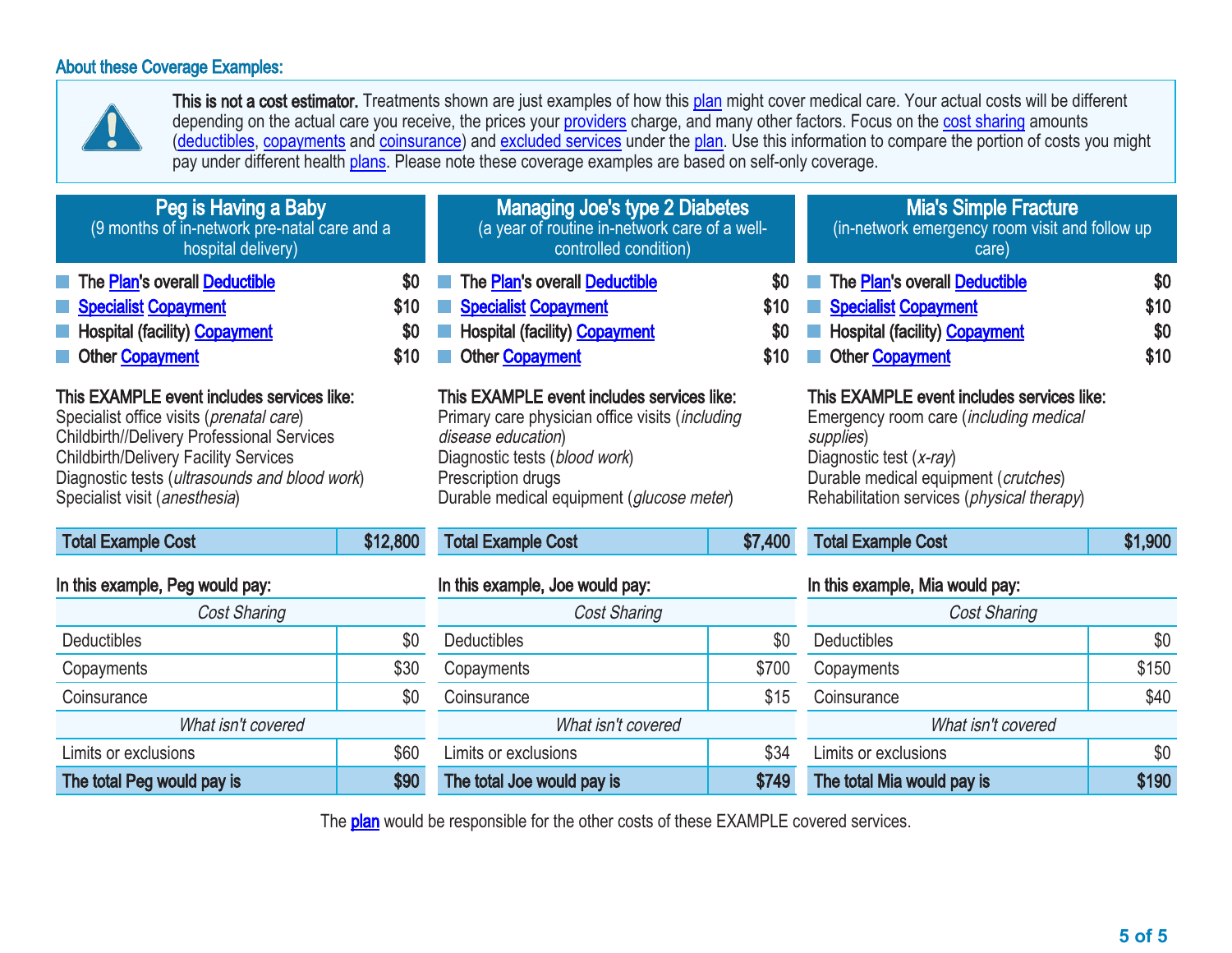## About these Coverage Examples:

**This is not a cost estimator.** Treatments shown are just examples of how this plan might cover medical care. Your actual costs will be different depending on the actual care you receive, the prices your providers charge, and many other factors. Focus on the cost sharing amounts (deductibles, copayments and coinsurance) and excluded services under the plan. Use this information to compare the portion of costs you might pay under different health plans. Please note these coverage examples are based on self-only coverage.

### Peg is Having a Baby
(9 months of in-network pre-natal care and a hospital delivery)

| | |
|---|---|
| **The Plan's overall Deductible** | **$0** |
| **Specialist Copayment** | **$10** |
| **Hospital (facility) Copayment** | **$0** |
| **Other Copayment** | **$10** |

**This EXAMPLE event includes services like:**
Specialist office visits (*prenatal care*)
Childbirth//Delivery Professional Services
Childbirth/Delivery Facility Services
Diagnostic tests (*ultrasounds and blood work*)
Specialist visit (*anesthesia*)

| **Total Example Cost** | **$12,800** |
|---|---|

**In this example, Peg would pay:**

| *Cost Sharing* | |
|---|---|
| Deductibles | $0 |
| Copayments | $30 |
| Coinsurance | $0 |
| *What isn't covered* | |
| Limits or exclusions | $60 |
| **The total Peg would pay is** | **$90** |

### Managing Joe's type 2 Diabetes
(a year of routine in-network care of a well-controlled condition)

| | |
|---|---|
| **The Plan's overall Deductible** | **$0** |
| **Specialist Copayment** | **$10** |
| **Hospital (facility) Copayment** | **$0** |
| **Other Copayment** | **$10** |

**This EXAMPLE event includes services like:**
Primary care physician office visits (*including disease education*)
Diagnostic tests (*blood work*)
Prescription drugs
Durable medical equipment (*glucose meter*)

| **Total Example Cost** | **$7,400** |
|---|---|

**In this example, Joe would pay:**

| *Cost Sharing* | |
|---|---|
| Deductibles | $0 |
| Copayments | $700 |
| Coinsurance | $15 |
| *What isn't covered* | |
| Limits or exclusions | $34 |
| **The total Joe would pay is** | **$749** |

### Mia's Simple Fracture
(in-network emergency room visit and follow up care)

| | |
|---|---|
| **The Plan's overall Deductible** | **$0** |
| **Specialist Copayment** | **$10** |
| **Hospital (facility) Copayment** | **$0** |
| **Other Copayment** | **$10** |

**This EXAMPLE event includes services like:**
Emergency room care (*including medical supplies*)
Diagnostic test (*x-ray*)
Durable medical equipment (*crutches*)
Rehabilitation services (*physical therapy*)

| **Total Example Cost** | **$1,900** |
|---|---|

**In this example, Mia would pay:**

| *Cost Sharing* | |
|---|---|
| Deductibles | $0 |
| Copayments | $150 |
| Coinsurance | $40 |
| *What isn't covered* | |
| Limits or exclusions | $0 |
| **The total Mia would pay is** | **$190** |

The plan would be responsible for the other costs of these EXAMPLE covered services.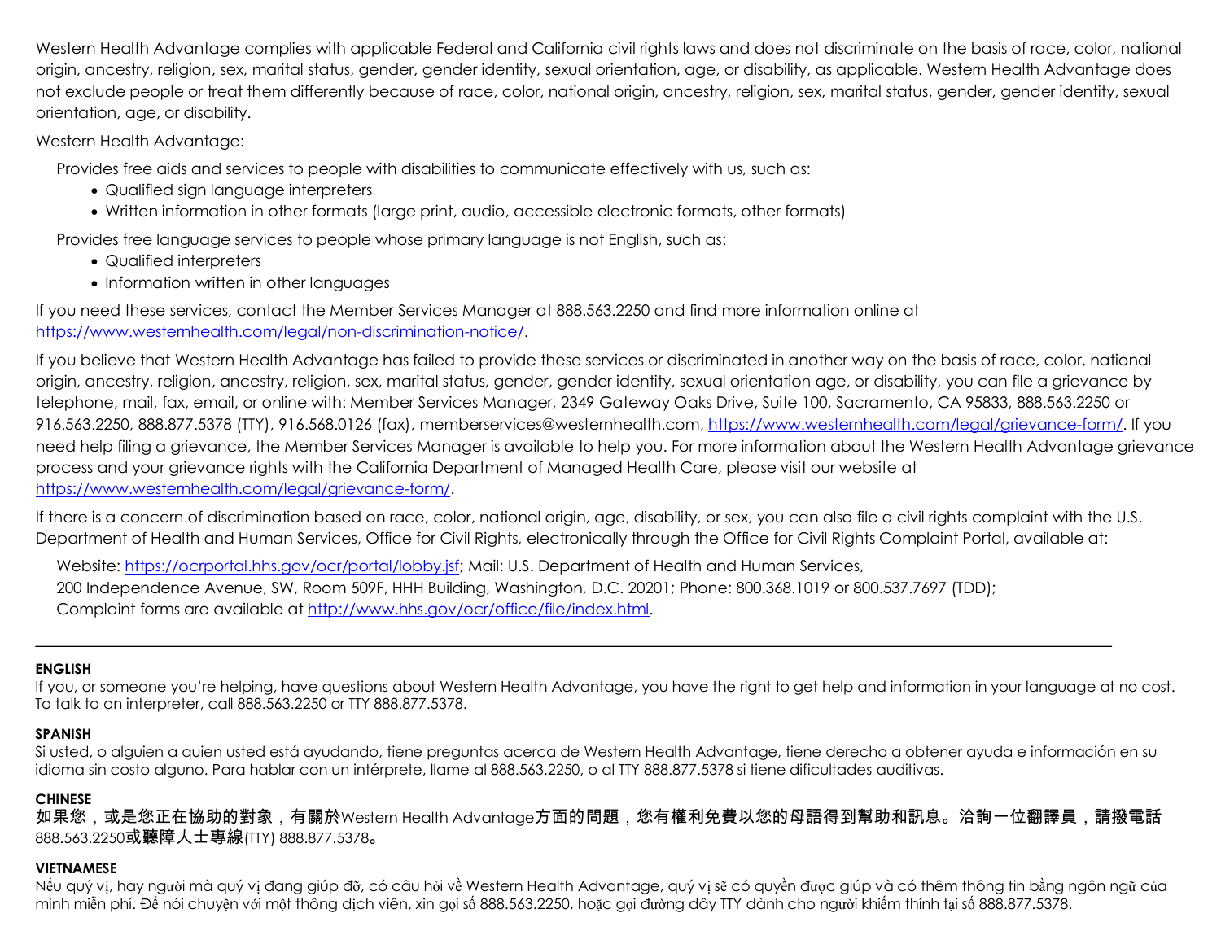Western Health Advantage complies with applicable Federal and California civil rights laws and does not discriminate on the basis of race, color, national origin, ancestry, religion, sex, marital status, gender, gender identity, sexual orientation, age, or disability, as applicable. Western Health Advantage does not exclude people or treat them differently because of race, color, national origin, ancestry, religion, sex, marital status, gender, gender identity, sexual orientation, age, or disability.

Western Health Advantage:

Provides free aids and services to people with disabilities to communicate effectively with us, such as:

- Qualified sign language interpreters
- Written information in other formats (large print, audio, accessible electronic formats, other formats)

Provides free language services to people whose primary language is not English, such as:

- Qualified interpreters
- Information written in other languages

If you need these services, contact the Member Services Manager at 888.563.2250 and find more information online at https://www.westernhealth.com/legal/non-discrimination-notice/.

If you believe that Western Health Advantage has failed to provide these services or discriminated in another way on the basis of race, color, national origin, ancestry, religion, ancestry, religion, sex, marital status, gender, gender identity, sexual orientation age, or disability, you can file a grievance by telephone, mail, fax, email, or online with: Member Services Manager, 2349 Gateway Oaks Drive, Suite 100, Sacramento, CA 95833, 888.563.2250 or 916.563.2250, 888.877.5378 (TTY), 916.568.0126 (fax), memberservices@westernhealth.com, https://www.westernhealth.com/legal/grievance-form/. If you need help filing a grievance, the Member Services Manager is available to help you. For more information about the Western Health Advantage grievance process and your grievance rights with the California Department of Managed Health Care, please visit our website at https://www.westernhealth.com/legal/grievance-form/.

If there is a concern of discrimination based on race, color, national origin, age, disability, or sex, you can also file a civil rights complaint with the U.S. Department of Health and Human Services, Office for Civil Rights, electronically through the Office for Civil Rights Complaint Portal, available at:

Website: https://ocrportal.hhs.gov/ocr/portal/lobby.jsf; Mail: U.S. Department of Health and Human Services, 200 Independence Avenue, SW, Room 509F, HHH Building, Washington, D.C. 20201; Phone: 800.368.1019 or 800.537.7697 (TDD); Complaint forms are available at http://www.hhs.gov/ocr/office/file/index.html.

---

**ENGLISH**

If you, or someone you're helping, have questions about Western Health Advantage, you have the right to get help and information in your language at no cost. To talk to an interpreter, call 888.563.2250 or TTY 888.877.5378.

**SPANISH**

Si usted, o alguien a quien usted está ayudando, tiene preguntas acerca de Western Health Advantage, tiene derecho a obtener ayuda e información en su idioma sin costo alguno. Para hablar con un intérprete, llame al 888.563.2250, o al TTY 888.877.5378 si tiene dificultades auditivas.

**CHINESE**

**如果您，或是您正在協助的對象，有關於**Western Health Advantage**方面的問題，您有權利免費以您的母語得到幫助和訊息。洽詢一位翻譯員，請撥電話** 888.563.2250**或聽障人士專線**(TTY) 888.877.5378**。**

**VIETNAMESE**

Nếu quý vị, hay người mà quý vị đang giúp đỡ, có câu hỏi về Western Health Advantage, quý vị sẽ có quyền được giúp và có thêm thông tin bằng ngôn ngữ của mình miễn phí. Để nói chuyện với một thông dịch viên, xin gọi số 888.563.2250, hoặc gọi đường dây TTY dành cho người khiếm thính tại số 888.877.5378.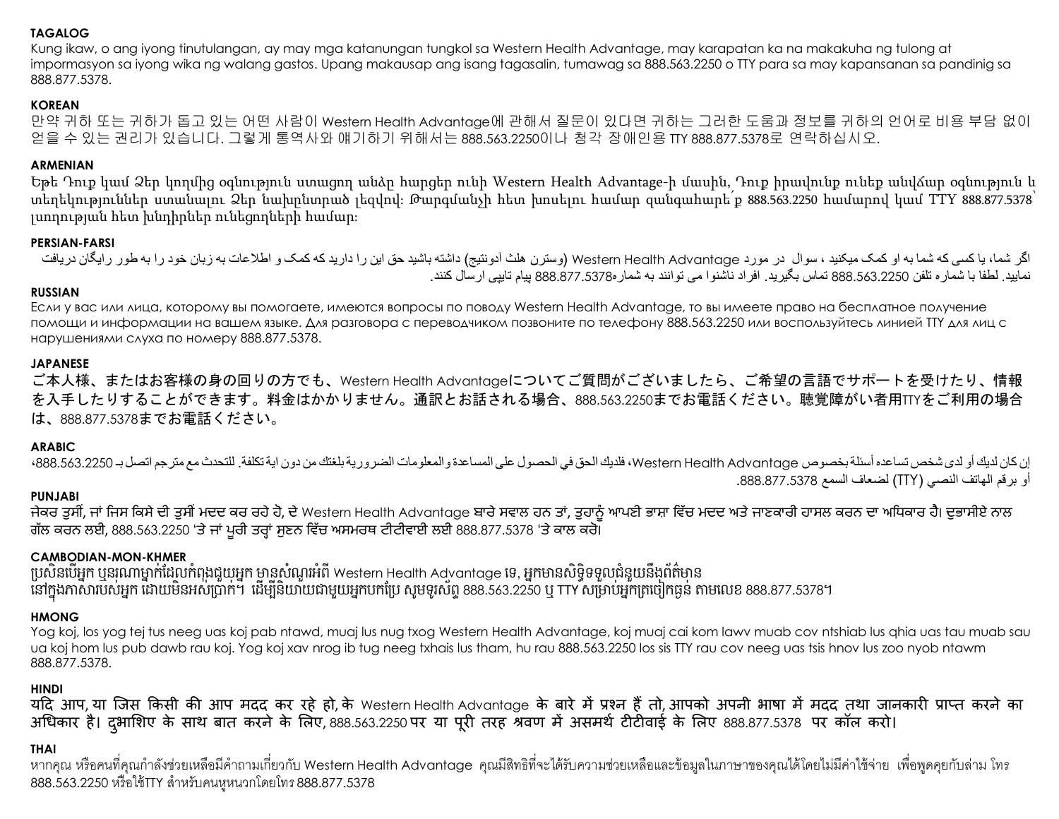**TAGALOG**

Kung ikaw, o ang iyong tinutulungan, ay may mga katanungan tungkol sa Western Health Advantage, may karapatan ka na makakuha ng tulong at impormasyon sa iyong wika ng walang gastos. Upang makausap ang isang tagasalin, tumawag sa 888.563.2250 o TTY para sa may kapansanan sa pandinig sa 888.877.5378.

**KOREAN**

만약 귀하 또는 귀하가 돕고 있는 어떤 사람이 Western Health Advantage에 관해서 질문이 있다면 귀하는 그러한 도움과 정보를 귀하의 언어로 비용 부담 없이 얻을 수 있는 권리가 있습니다. 그렇게 통역사와 얘기하기 위해서는 888.563.2250이나 청각 장애인용 TTY 888.877.5378로 연락하십시오.

**ARMENIAN**

Եթե Դուք կամ Ձեր կողմից օգնություն ստացող անձը հարցեր ունի Western Health Advantage-ի մասին, Դուք իրավունք ունեք անվճար օգնություն և տեղեկություններ ստանալու Ձեր նախընտրած լեզվով: Թարգմանչի հետ խոսելու համար զանգահարե՛ք 888.563.2250 համարով կամ TTY 888.877.5378՝ լսողության հետ խնդիրներ ունեցողների համար:

**PERSIAN-FARSI**

اگر شما، یا کسی که شما به او کمک میکنید ، سوال در مورد Western Health Advantage (وسترن هلث آدونتیج) داشته باشید حق این را دارید که کمک و اطلاعات به زبان خود را به طور رایگان دریافت نمایید. لطفا با شماره تلفن 888.563.2250 تماس بگیرید. افراد ناشنوا می توانند به شماره888.877.5378 پیام تایپی ارسال کنند.

**RUSSIAN**

Если у вас или лица, которому вы помогаете, имеются вопросы по поводу Western Health Advantage, то вы имеете право на бесплатное получение помощи и информации на вашем языке. Для разговора с переводчиком позвоните по телефону 888.563.2250 или воспользуйтесь линией TTY для лиц с нарушениями слуха по номеру 888.877.5378.

**JAPANESE**

ご本人様、またはお客様の身の回りの方でも、Western Health Advantageについてご質問がございましたら、ご希望の言語でサポートを受けたり、情報を入手したりすることができます。料金はかかりません。通訳とお話される場合、888.563.2250までお電話ください。聴覚障がい者用TTYをご利用の場合は、888.877.5378までお電話ください。

**ARABIC**

إن كان لديك أو لدى شخص تساعده أسئلة بخصوص Western Health Advantage، فلديك الحق في الحصول على المساعدة والمعلومات الضرورية بلغتك من دون اية تكلفة. للتحدث مع مترجم اتصل بـ 888.563.2250، أو برقم الهاتف النصي (TTY) لضعاف السمع 888.877.5378.

**PUNJABI**

ਜੇਕਰ ਤੁਸੀਂ, ਜਾਂ ਜਿਸ ਕਿਸੇ ਦੀ ਤੁਸੀਂ ਮਦਦ ਕਰ ਰਹੇ ਹੋ, ਦੇ Western Health Advantage ਬਾਰੇ ਸਵਾਲ ਹਨ ਤਾਂ, ਤੁਹਾਨੂੰ ਆਪਣੀ ਭਾਸ਼ਾ ਵਿੱਚ ਮਦਦ ਅਤੇ ਜਾਣਕਾਰੀ ਹਾਸਲ ਕਰਨ ਦਾ ਅਧਿਕਾਰ ਹੈ। ਦੁਭਾਸੀਏ ਨਾਲ ਗੱਲ ਕਰਨ ਲਈ, 888.563.2250 'ਤੇ ਜਾਂ ਪੂਰੀ ਤਰ੍ਹਾਂ ਸੁਣਨ ਵਿੱਚ ਅਸਮਰਥ ਟੀਟੀਵਾਈ ਲਈ 888.877.5378 'ਤੇ ਕਾਲ ਕਰੋ।

**CAMBODIAN-MON-KHMER**

ប្រសិនបើអ្នក ឬនរណាម្នាក់ដែលកំពុងជួយអ្នក មានសំណួរអំពី Western Health Advantage ទេ, អ្នកមានសិទ្ធិទទួលជំនួយនឹងព័ត៌មាន នៅក្នុងភាសារបស់អ្នក ដោយមិនអស់ប្រាក់។ ដើម្បីនិយាយជាមួយអ្នកបកប្រែ សូមទូរស័ព្ទ 888.563.2250 ឬ TTY សម្រាប់អ្នកត្រចៀកធ្ងន់ តាមលេខ 888.877.5378។

**HMONG**

Yog koj, los yog tej tus neeg uas koj pab ntawd, muaj lus nug txog Western Health Advantage, koj muaj cai kom lawv muab cov ntshiab lus qhia uas tau muab sau ua koj hom lus pub dawb rau koj. Yog koj xav nrog ib tug neeg txhais lus tham, hu rau 888.563.2250 los sis TTY rau cov neeg uas tsis hnov lus zoo nyob ntawm 888.877.5378.

**HINDI**

यदि आप, या जिस किसी की आप मदद कर रहे हो, के Western Health Advantage के बारे में प्रश्न हैं तो, आपको अपनी भाषा में मदद तथा जानकारी प्राप्त करने का अधिकार है। दुभाशिए के साथ बात करने के लिए, 888.563.2250 पर या पूरी तरह श्रवण में असमर्थ टीटीवाई के लिए 888.877.5378 पर कॉल करो।

**THAI**

หากคุณ หรือคนที่คุณกำลังช่วยเหลือมีคำถามเกี่ยวกับ Western Health Advantage คุณมีสิทธิที่จะได้รับความช่วยเหลือและข้อมูลในภาษาของคุณได้โดยไม่มีค่าใช้จ่าย เพื่อพูดคุยกับล่าม โทร 888.563.2250 หรือใช้TTY สำหรับคนหูหนวกโดยโทร 888.877.5378